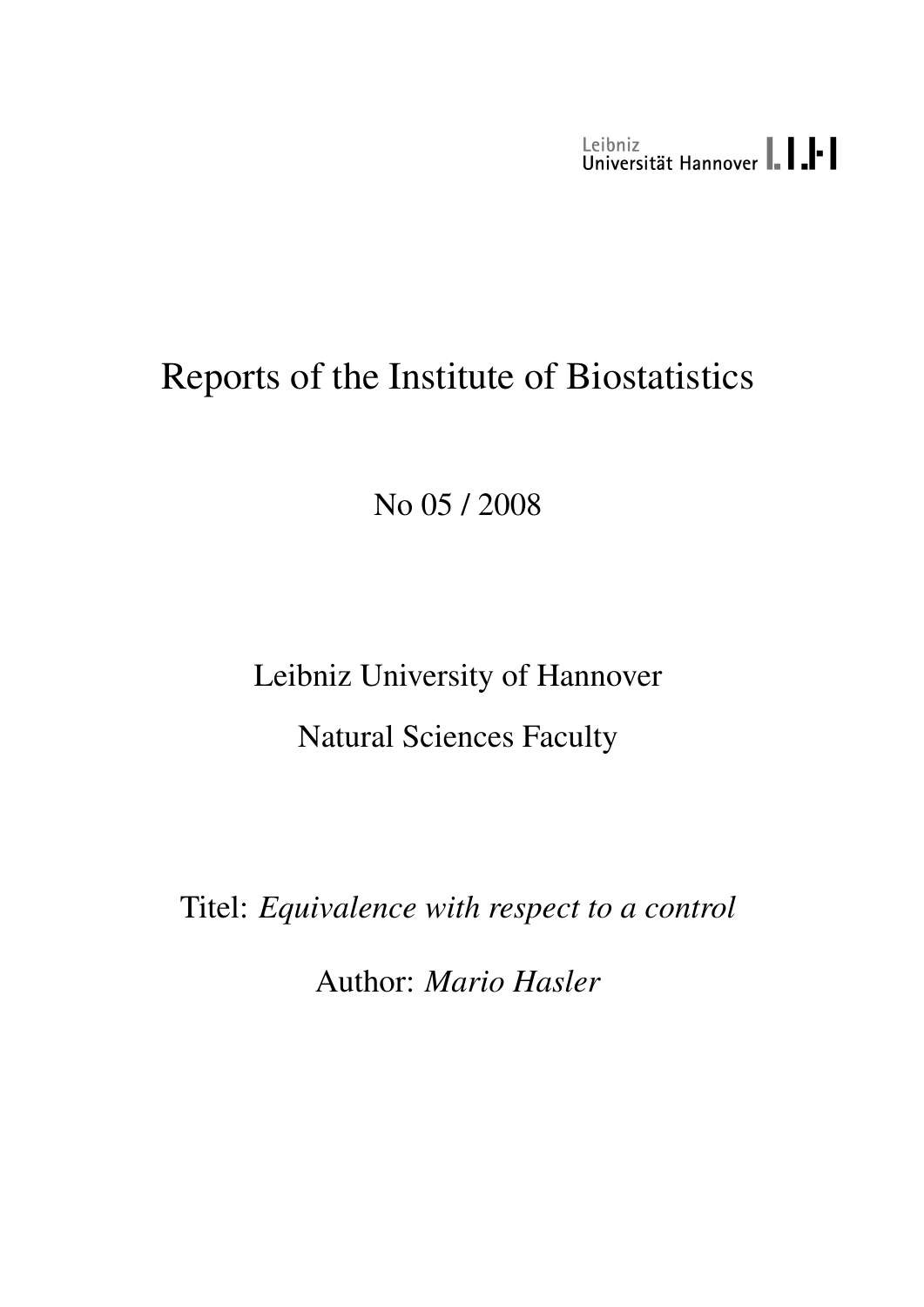Leibniz Universität Hannover

# Reports of the Institute of Biostatistics

No 05 / 2008

Leibniz University of Hannover

Natural Sciences Faculty

Titel: *Equivalence with respect to a control*

Author: *Mario Hasler*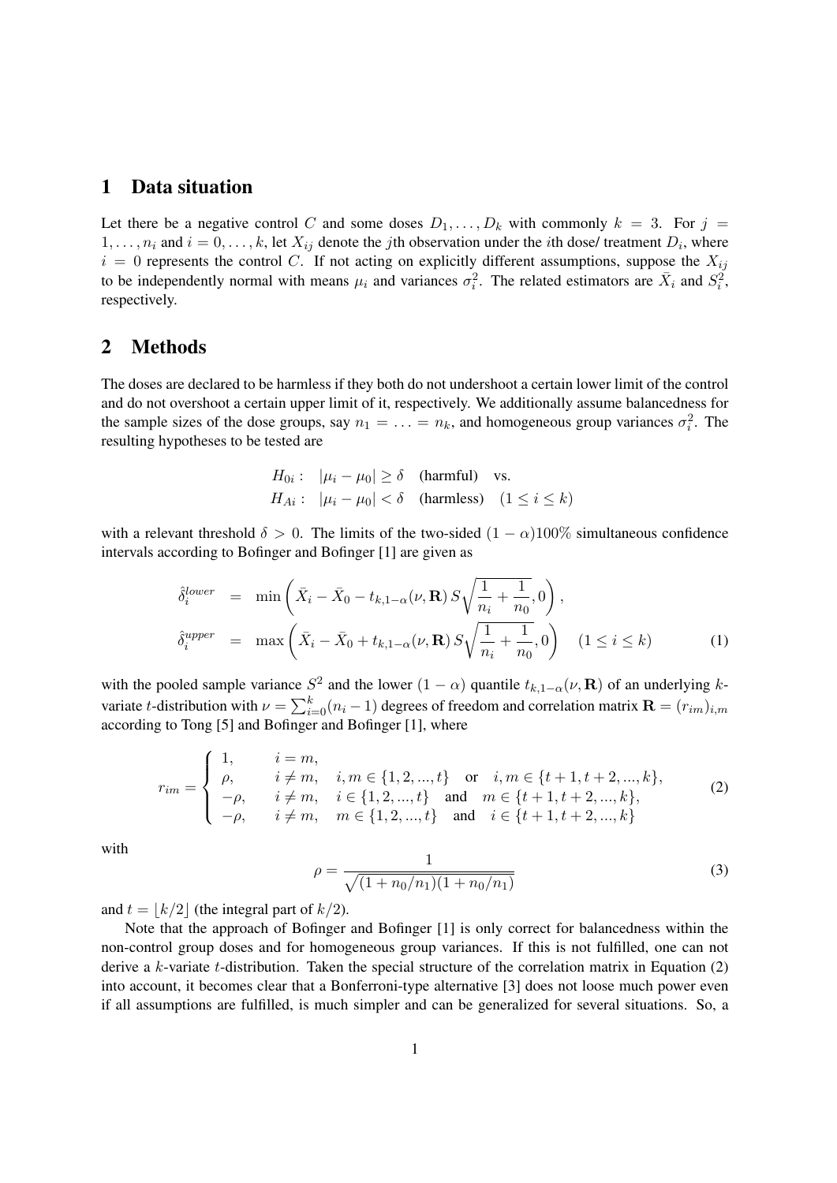## 1 Data situation

Let there be a negative control $C$ and some doses $D_1, \ldots, D_k$ with commonly $k = 3$. For $j = 1, \ldots, n_i$ and $i = 0, \ldots, k$, let $X_{ij}$ denote the $j$th observation under the $i$th dose/ treatment $D_i$, where $i = 0$ represents the control $C$. If not acting on explicitly different assumptions, suppose the $X_{ij}$ to be independently normal with means $\mu_i$ and variances $\sigma_i^2$. The related estimators are $\bar{X}_i$ and $S_i^2$, respectively.

## 2 Methods

The doses are declared to be harmless if they both do not undershoot a certain lower limit of the control and do not overshoot a certain upper limit of it, respectively. We additionally assume balancedness for the sample sizes of the dose groups, say $n_1 = \ldots = n_k$, and homogeneous group variances $\sigma_i^2$. The resulting hypotheses to be tested are

$$
\begin{aligned}
H_{0i}: &\quad |\mu_i - \mu_0| \geq \delta \quad \text{(harmful)} \quad \text{vs.} \\
H_{Ai}: &\quad |\mu_i - \mu_0| < \delta \quad \text{(harmless)} \quad (1 \leq i \leq k)
\end{aligned}
$$

with a relevant threshold $\delta > 0$. The limits of the two-sided $(1-\alpha)100\%$ simultaneous confidence intervals according to Bofinger and Bofinger [1] are given as

$$
\begin{aligned}
\hat{\delta}_i^{lower} &= \min\left(\bar{X}_i - \bar{X}_0 - t_{k,1-\alpha}(\nu, \mathbf{R})\, S\sqrt{\frac{1}{n_i} + \frac{1}{n_0}}, 0\right), \\
\hat{\delta}_i^{upper} &= \max\left(\bar{X}_i - \bar{X}_0 + t_{k,1-\alpha}(\nu, \mathbf{R})\, S\sqrt{\frac{1}{n_i} + \frac{1}{n_0}}, 0\right) \quad (1 \leq i \leq k)
\end{aligned}
\tag{1}
$$

with the pooled sample variance $S^2$ and the lower $(1-\alpha)$ quantile $t_{k,1-\alpha}(\nu, \mathbf{R})$ of an underlying $k$-variate $t$-distribution with $\nu = \sum_{i=0}^{k}(n_i - 1)$ degrees of freedom and correlation matrix $\mathbf{R} = (r_{im})_{i,m}$ according to Tong [5] and Bofinger and Bofinger [1], where

$$
r_{im} = \begin{cases}
1, & i = m, \\
\rho, & i \neq m, \quad i, m \in \{1, 2, ..., t\} \quad \text{or} \quad i, m \in \{t+1, t+2, ..., k\}, \\
-\rho, & i \neq m, \quad i \in \{1, 2, ..., t\} \quad \text{and} \quad m \in \{t+1, t+2, ..., k\}, \\
-\rho, & i \neq m, \quad m \in \{1, 2, ..., t\} \quad \text{and} \quad i \in \{t+1, t+2, ..., k\}
\end{cases}
\tag{2}
$$

with

$$
\rho = \frac{1}{\sqrt{(1 + n_0/n_1)(1 + n_0/n_1)}}
\tag{3}
$$

and $t = \lfloor k/2 \rfloor$ (the integral part of $k/2$).

Note that the approach of Bofinger and Bofinger [1] is only correct for balancedness within the non-control group doses and for homogeneous group variances. If this is not fulfilled, one can not derive a $k$-variate $t$-distribution. Taken the special structure of the correlation matrix in Equation (2) into account, it becomes clear that a Bonferroni-type alternative [3] does not loose much power even if all assumptions are fulfilled, is much simpler and can be generalized for several situations. So, a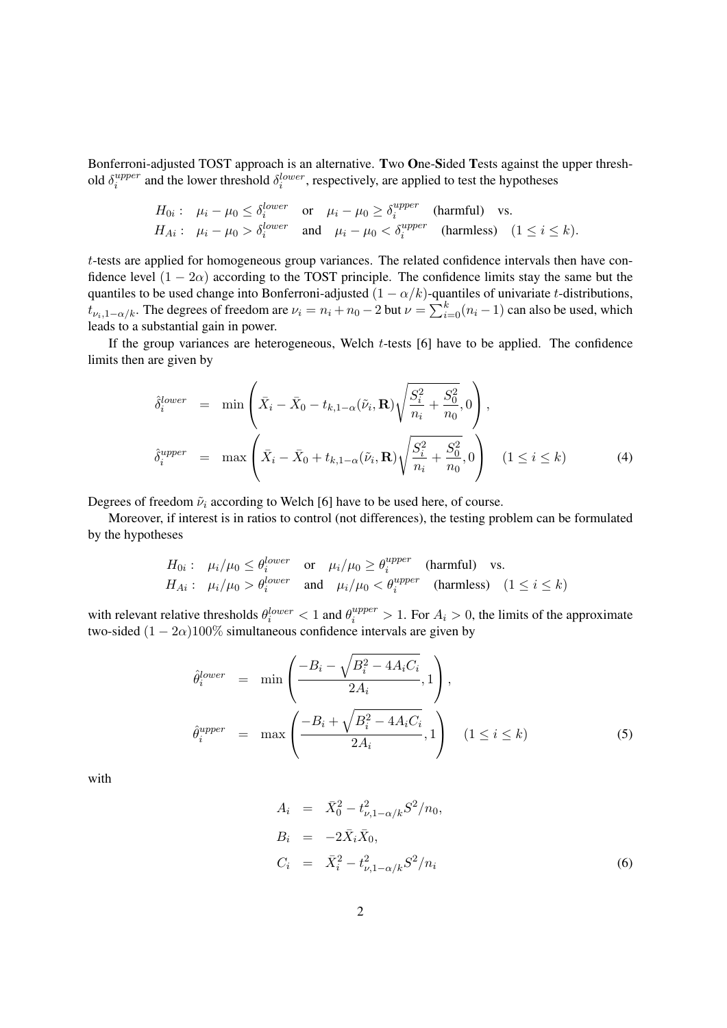Bonferroni-adjusted TOST approach is an alternative. **T**wo **O**ne-**S**ided **T**ests against the upper threshold $\delta_i^{upper}$ and the lower threshold $\delta_i^{lower}$, respectively, are applied to test the hypotheses

$$
\begin{array}{lllll}
H_{0i}: & \mu_i - \mu_0 \leq \delta_i^{lower} & \text{or} & \mu_i - \mu_0 \geq \delta_i^{upper} & \text{(harmful)} \quad \text{vs.} \\
H_{Ai}: & \mu_i - \mu_0 > \delta_i^{lower} & \text{and} & \mu_i - \mu_0 < \delta_i^{upper} & \text{(harmless)} \quad (1 \leq i \leq k).
\end{array}
$$

$t$-tests are applied for homogeneous group variances. The related confidence intervals then have confidence level $(1-2\alpha)$ according to the TOST principle. The confidence limits stay the same but the quantiles to be used change into Bonferroni-adjusted $(1-\alpha/k)$-quantiles of univariate $t$-distributions, $t_{\nu_i,1-\alpha/k}$. The degrees of freedom are $\nu_i = n_i + n_0 - 2$ but $\nu = \sum_{i=0}^{k}(n_i - 1)$ can also be used, which leads to a substantial gain in power.

If the group variances are heterogeneous, Welch $t$-tests [6] have to be applied. The confidence limits then are given by

$$
\begin{aligned}
\hat{\delta}_i^{lower} &= \min\left(\bar{X}_i - \bar{X}_0 - t_{k,1-\alpha}(\tilde{\nu}_i, \mathbf{R})\sqrt{\frac{S_i^2}{n_i} + \frac{S_0^2}{n_0}}, 0\right), \\
\hat{\delta}_i^{upper} &= \max\left(\bar{X}_i - \bar{X}_0 + t_{k,1-\alpha}(\tilde{\nu}_i, \mathbf{R})\sqrt{\frac{S_i^2}{n_i} + \frac{S_0^2}{n_0}}, 0\right) \quad (1 \leq i \leq k) \qquad (4)
\end{aligned}
$$

Degrees of freedom $\tilde{\nu}_i$ according to Welch [6] have to be used here, of course.

Moreover, if interest is in ratios to control (not differences), the testing problem can be formulated by the hypotheses

$$
\begin{array}{lllll}
H_{0i}: & \mu_i/\mu_0 \leq \theta_i^{lower} & \text{or} & \mu_i/\mu_0 \geq \theta_i^{upper} & \text{(harmful)} \quad \text{vs.} \\
H_{Ai}: & \mu_i/\mu_0 > \theta_i^{lower} & \text{and} & \mu_i/\mu_0 < \theta_i^{upper} & \text{(harmless)} \quad (1 \leq i \leq k)
\end{array}
$$

with relevant relative thresholds $\theta_i^{lower} < 1$ and $\theta_i^{upper} > 1$. For $A_i > 0$, the limits of the approximate two-sided $(1-2\alpha)100\%$ simultaneous confidence intervals are given by

$$
\begin{aligned}
\hat{\theta}_i^{lower} &= \min\left(\frac{-B_i - \sqrt{B_i^2 - 4A_iC_i}}{2A_i}, 1\right), \\
\hat{\theta}_i^{upper} &= \max\left(\frac{-B_i + \sqrt{B_i^2 - 4A_iC_i}}{2A_i}, 1\right) \quad (1 \leq i \leq k) \qquad (5)
\end{aligned}
$$

with

$$
\begin{aligned}
A_i &= \bar{X}_0^2 - t_{\nu,1-\alpha/k}^2 S^2/n_0, \\
B_i &= -2\bar{X}_i\bar{X}_0, \\
C_i &= \bar{X}_i^2 - t_{\nu,1-\alpha/k}^2 S^2/n_i \qquad (6)
\end{aligned}
$$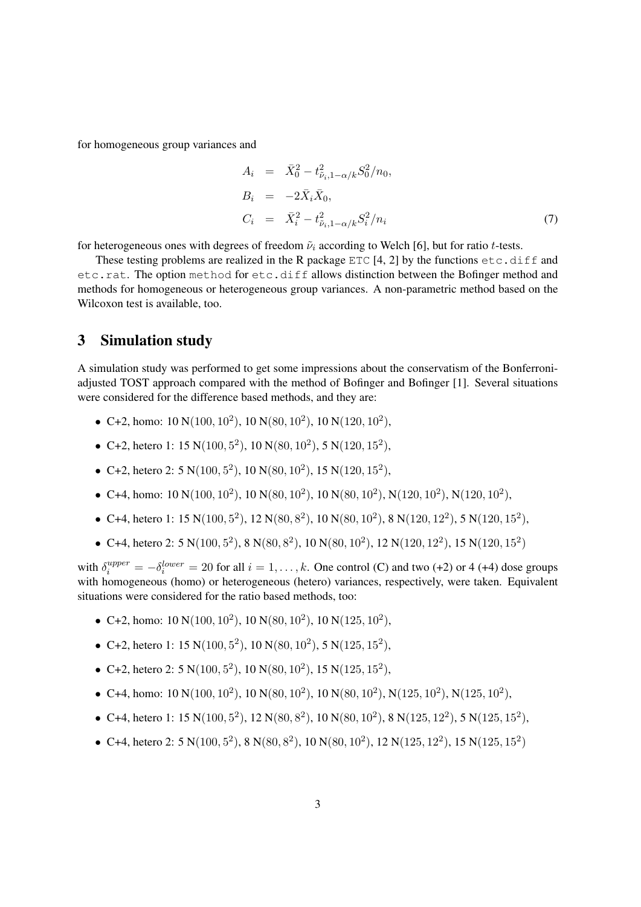for homogeneous group variances and

$$
\begin{aligned}
A_i &= \bar{X}_0^2 - t^2_{\tilde{\nu}_i, 1-\alpha/k} S_0^2/n_0, \\
B_i &= -2\bar{X}_i\bar{X}_0, \\
C_i &= \bar{X}_i^2 - t^2_{\tilde{\nu}_i, 1-\alpha/k} S_i^2/n_i
\end{aligned} \tag{7}
$$

for heterogeneous ones with degrees of freedom $\tilde{\nu}_i$ according to Welch [6], but for ratio $t$-tests.

These testing problems are realized in the R package `ETC` [4, 2] by the functions `etc.diff` and `etc.rat`. The option `method` for `etc.diff` allows distinction between the Bofinger method and methods for homogeneous or heterogeneous group variances. A non-parametric method based on the Wilcoxon test is available, too.

## 3 Simulation study

A simulation study was performed to get some impressions about the conservatism of the Bonferroni-adjusted TOST approach compared with the method of Bofinger and Bofinger [1]. Several situations were considered for the difference based methods, and they are:

- C+2, homo: 10 $\mathrm{N}(100, 10^2)$, 10 $\mathrm{N}(80, 10^2)$, 10 $\mathrm{N}(120, 10^2)$,
- C+2, hetero 1: 15 $\mathrm{N}(100, 5^2)$, 10 $\mathrm{N}(80, 10^2)$, 5 $\mathrm{N}(120, 15^2)$,
- C+2, hetero 2: 5 $\mathrm{N}(100, 5^2)$, 10 $\mathrm{N}(80, 10^2)$, 15 $\mathrm{N}(120, 15^2)$,
- C+4, homo: 10 $\mathrm{N}(100, 10^2)$, 10 $\mathrm{N}(80, 10^2)$, 10 $\mathrm{N}(80, 10^2)$, $\mathrm{N}(120, 10^2)$, $\mathrm{N}(120, 10^2)$,
- C+4, hetero 1: 15 $\mathrm{N}(100, 5^2)$, 12 $\mathrm{N}(80, 8^2)$, 10 $\mathrm{N}(80, 10^2)$, 8 $\mathrm{N}(120, 12^2)$, 5 $\mathrm{N}(120, 15^2)$,
- C+4, hetero 2: 5 $\mathrm{N}(100, 5^2)$, 8 $\mathrm{N}(80, 8^2)$, 10 $\mathrm{N}(80, 10^2)$, 12 $\mathrm{N}(120, 12^2)$, 15 $\mathrm{N}(120, 15^2)$

with $\delta_i^{upper} = -\delta_i^{lower} = 20$ for all $i = 1, \ldots, k$. One control (C) and two (+2) or 4 (+4) dose groups with homogeneous (homo) or heterogeneous (hetero) variances, respectively, were taken. Equivalent situations were considered for the ratio based methods, too:

- C+2, homo: 10 $\mathrm{N}(100, 10^2)$, 10 $\mathrm{N}(80, 10^2)$, 10 $\mathrm{N}(125, 10^2)$,
- C+2, hetero 1: 15 $\mathrm{N}(100, 5^2)$, 10 $\mathrm{N}(80, 10^2)$, 5 $\mathrm{N}(125, 15^2)$,
- C+2, hetero 2: 5 $\mathrm{N}(100, 5^2)$, 10 $\mathrm{N}(80, 10^2)$, 15 $\mathrm{N}(125, 15^2)$,
- C+4, homo: 10 $\mathrm{N}(100, 10^2)$, 10 $\mathrm{N}(80, 10^2)$, 10 $\mathrm{N}(80, 10^2)$, $\mathrm{N}(125, 10^2)$, $\mathrm{N}(125, 10^2)$,
- C+4, hetero 1: 15 $\mathrm{N}(100, 5^2)$, 12 $\mathrm{N}(80, 8^2)$, 10 $\mathrm{N}(80, 10^2)$, 8 $\mathrm{N}(125, 12^2)$, 5 $\mathrm{N}(125, 15^2)$,
- C+4, hetero 2: 5 $\mathrm{N}(100, 5^2)$, 8 $\mathrm{N}(80, 8^2)$, 10 $\mathrm{N}(80, 10^2)$, 12 $\mathrm{N}(125, 12^2)$, 15 $\mathrm{N}(125, 15^2)$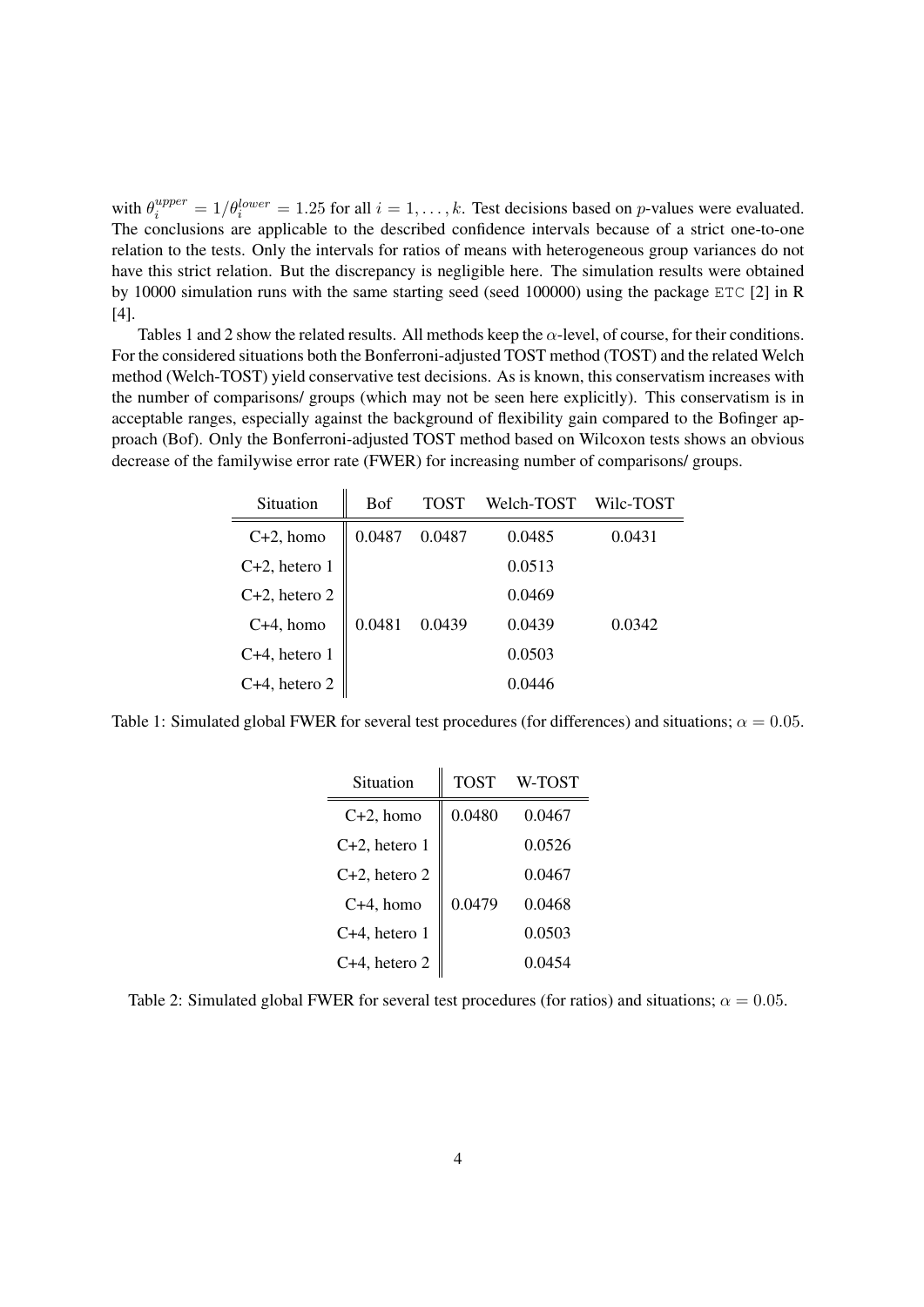with $\theta_i^{upper} = 1/\theta_i^{lower} = 1.25$ for all $i = 1, \ldots, k$. Test decisions based on $p$-values were evaluated. The conclusions are applicable to the described confidence intervals because of a strict one-to-one relation to the tests. Only the intervals for ratios of means with heterogeneous group variances do not have this strict relation. But the discrepancy is negligible here. The simulation results were obtained by 10000 simulation runs with the same starting seed (seed 100000) using the package `ETC` [2] in R [4].

Tables 1 and 2 show the related results. All methods keep the $\alpha$-level, of course, for their conditions. For the considered situations both the Bonferroni-adjusted TOST method (TOST) and the related Welch method (Welch-TOST) yield conservative test decisions. As is known, this conservatism increases with the number of comparisons/ groups (which may not be seen here explicitly). This conservatism is in acceptable ranges, especially against the background of flexibility gain compared to the Bofinger approach (Bof). Only the Bonferroni-adjusted TOST method based on Wilcoxon tests shows an obvious decrease of the familywise error rate (FWER) for increasing number of comparisons/ groups.

| Situation | Bof | TOST | Welch-TOST | Wilc-TOST |
|---|---|---|---|---|
| C+2, homo | 0.0487 | 0.0487 | 0.0485 | 0.0431 |
| C+2, hetero 1 | | | 0.0513 | |
| C+2, hetero 2 | | | 0.0469 | |
| C+4, homo | 0.0481 | 0.0439 | 0.0439 | 0.0342 |
| C+4, hetero 1 | | | 0.0503 | |
| C+4, hetero 2 | | | 0.0446 | |

Table 1: Simulated global FWER for several test procedures (for differences) and situations; $\alpha = 0.05$.

| Situation | TOST | W-TOST |
|---|---|---|
| C+2, homo | 0.0480 | 0.0467 |
| C+2, hetero 1 | | 0.0526 |
| C+2, hetero 2 | | 0.0467 |
| C+4, homo | 0.0479 | 0.0468 |
| C+4, hetero 1 | | 0.0503 |
| C+4, hetero 2 | | 0.0454 |

Table 2: Simulated global FWER for several test procedures (for ratios) and situations; $\alpha = 0.05$.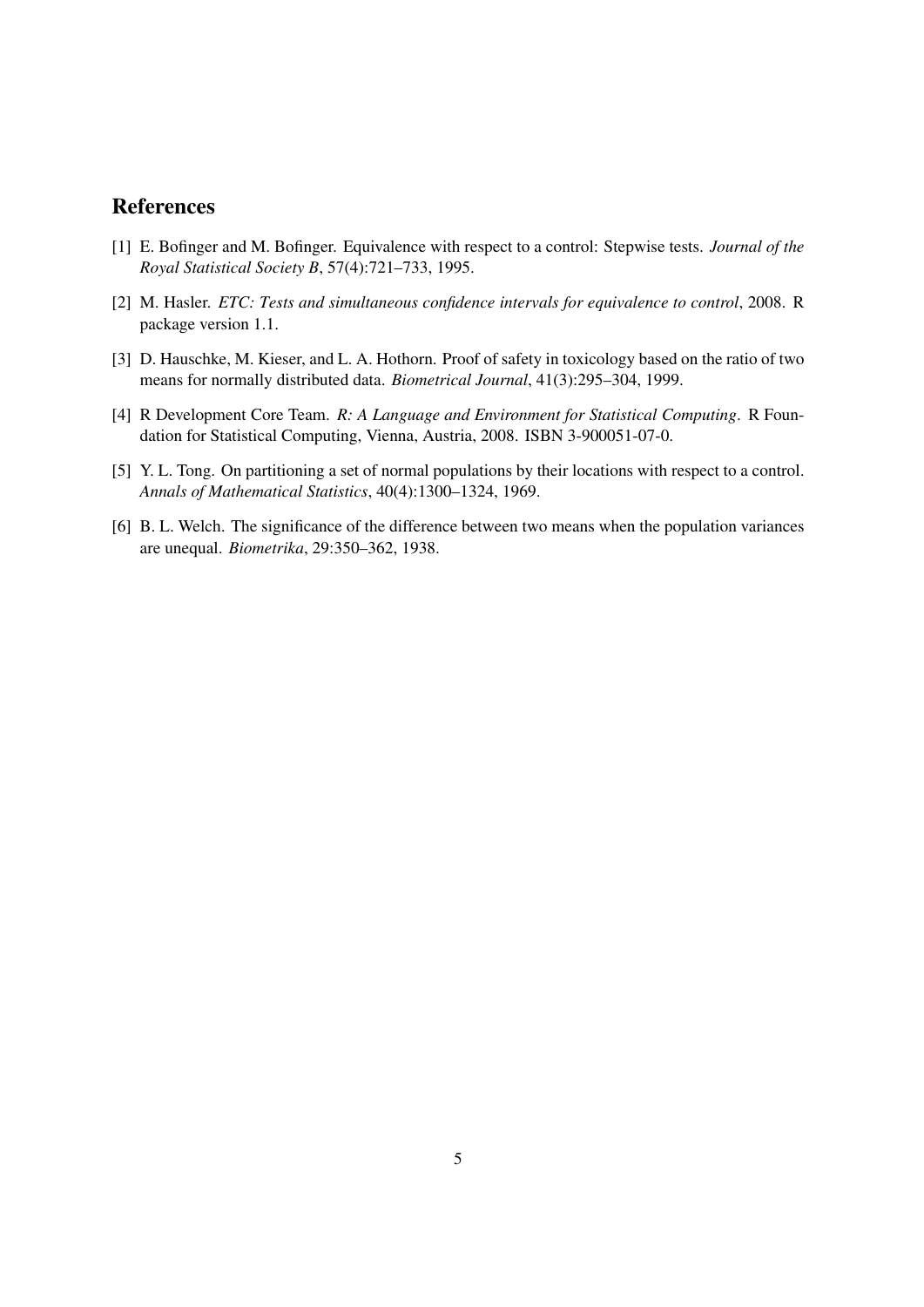## References

[1] E. Bofinger and M. Bofinger. Equivalence with respect to a control: Stepwise tests. *Journal of the Royal Statistical Society B*, 57(4):721–733, 1995.

[2] M. Hasler. *ETC: Tests and simultaneous confidence intervals for equivalence to control*, 2008. R package version 1.1.

[3] D. Hauschke, M. Kieser, and L. A. Hothorn. Proof of safety in toxicology based on the ratio of two means for normally distributed data. *Biometrical Journal*, 41(3):295–304, 1999.

[4] R Development Core Team. *R: A Language and Environment for Statistical Computing*. R Foundation for Statistical Computing, Vienna, Austria, 2008. ISBN 3-900051-07-0.

[5] Y. L. Tong. On partitioning a set of normal populations by their locations with respect to a control. *Annals of Mathematical Statistics*, 40(4):1300–1324, 1969.

[6] B. L. Welch. The significance of the difference between two means when the population variances are unequal. *Biometrika*, 29:350–362, 1938.